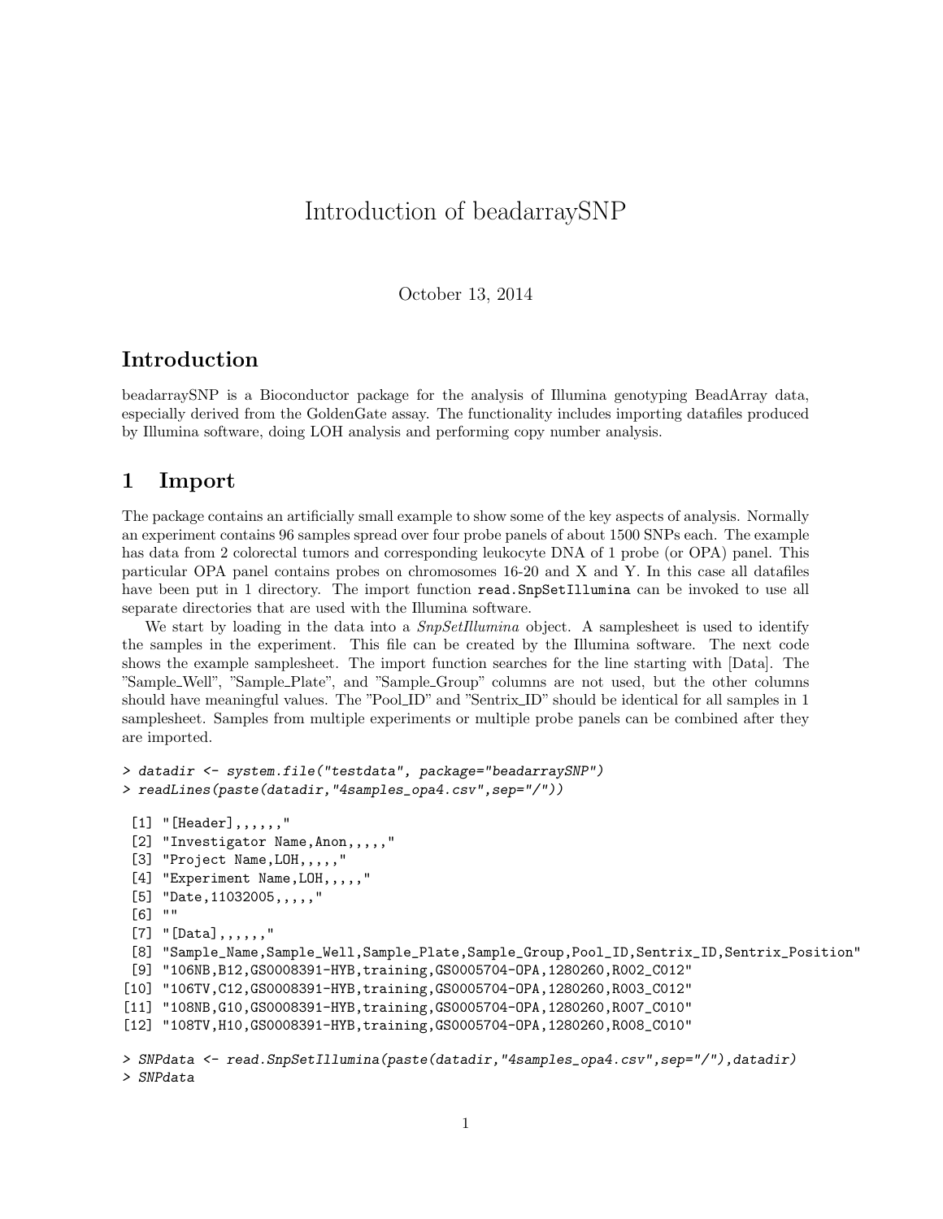# Introduction of beadarraySNP

October 13, 2014

## Introduction

beadarraySNP is a Bioconductor package for the analysis of Illumina genotyping BeadArray data, especially derived from the GoldenGate assay. The functionality includes importing datafiles produced by Illumina software, doing LOH analysis and performing copy number analysis.

## 1 Import

The package contains an artificially small example to show some of the key aspects of analysis. Normally an experiment contains 96 samples spread over four probe panels of about 1500 SNPs each. The example has data from 2 colorectal tumors and corresponding leukocyte DNA of 1 probe (or OPA) panel. This particular OPA panel contains probes on chromosomes 16-20 and X and Y. In this case all datafiles have been put in 1 directory. The import function `read.SnpSetIllumina` can be invoked to use all separate directories that are used with the Illumina software.

We start by loading in the data into a *SnpSetIllumina* object. A samplesheet is used to identify the samples in the experiment. This file can be created by the Illumina software. The next code shows the example samplesheet. The import function searches for the line starting with [Data]. The "Sample_Well", "Sample_Plate", and "Sample_Group" columns are not used, but the other columns should have meaningful values. The "Pool_ID" and "Sentrix_ID" should be identical for all samples in 1 samplesheet. Samples from multiple experiments or multiple probe panels can be combined after they are imported.

```
> datadir <- system.file("testdata", package="beadarraySNP")
> readLines(paste(datadir,"4samples_opa4.csv",sep="/"))

 [1] "[Header],,,,,,"
 [2] "Investigator Name,Anon,,,,,"
 [3] "Project Name,LOH,,,,,"
 [4] "Experiment Name,LOH,,,,,"
 [5] "Date,11032005,,,,,"
 [6] ""
 [7] "[Data],,,,,,"
 [8] "Sample_Name,Sample_Well,Sample_Plate,Sample_Group,Pool_ID,Sentrix_ID,Sentrix_Position"
 [9] "106NB,B12,GS0008391-HYB,training,GS0005704-OPA,1280260,R002_C012"
[10] "106TV,C12,GS0008391-HYB,training,GS0005704-OPA,1280260,R003_C012"
[11] "108NB,G10,GS0008391-HYB,training,GS0005704-OPA,1280260,R007_C010"
[12] "108TV,H10,GS0008391-HYB,training,GS0005704-OPA,1280260,R008_C010"

> SNPdata <- read.SnpSetIllumina(paste(datadir,"4samples_opa4.csv",sep="/"),datadir)
> SNPdata
```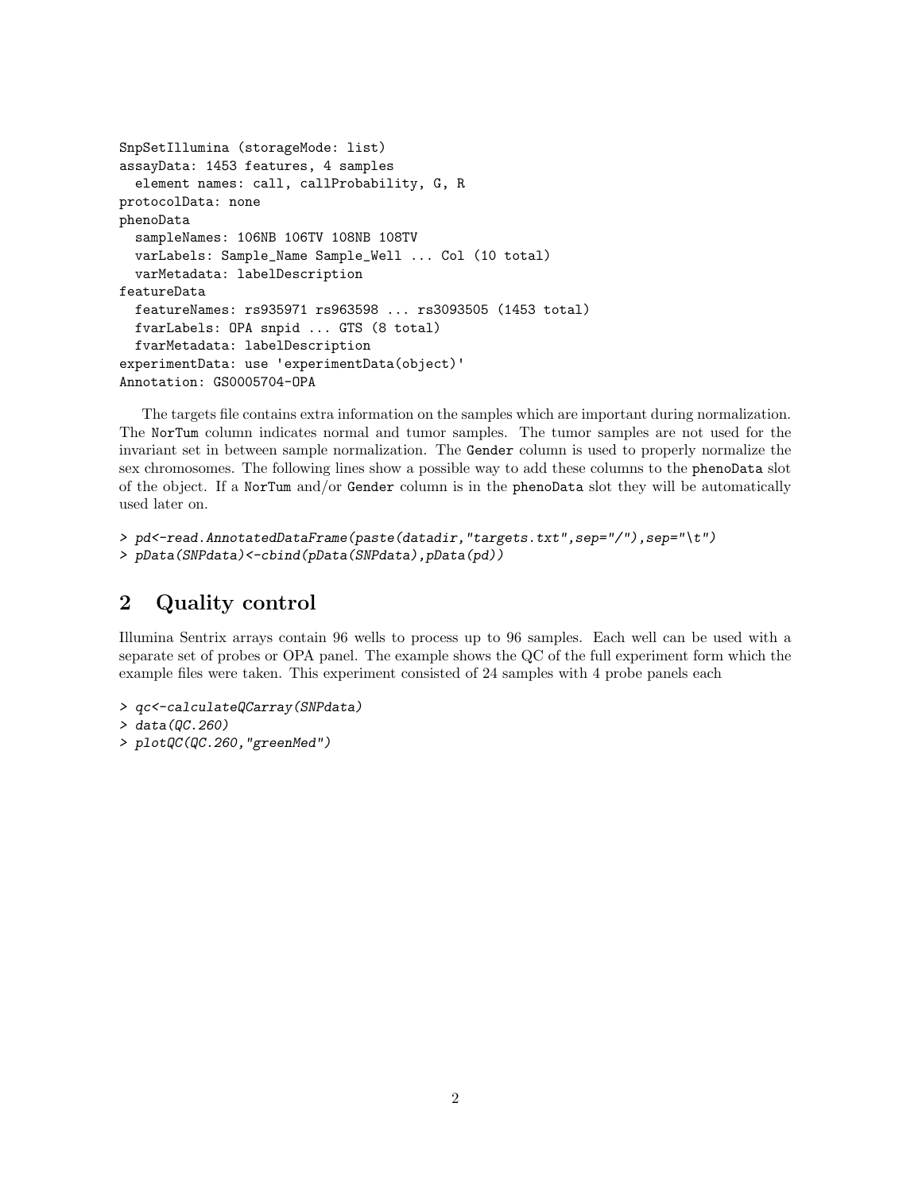```
SnpSetIllumina (storageMode: list)
assayData: 1453 features, 4 samples
  element names: call, callProbability, G, R
protocolData: none
phenoData
  sampleNames: 106NB 106TV 108NB 108TV
  varLabels: Sample_Name Sample_Well ... Col (10 total)
  varMetadata: labelDescription
featureData
  featureNames: rs935971 rs963598 ... rs3093505 (1453 total)
  fvarLabels: OPA snpid ... GTS (8 total)
  fvarMetadata: labelDescription
experimentData: use 'experimentData(object)'
Annotation: GS0005704-OPA
```

The targets file contains extra information on the samples which are important during normalization. The `NorTum` column indicates normal and tumor samples. The tumor samples are not used for the invariant set in between sample normalization. The `Gender` column is used to properly normalize the sex chromosomes. The following lines show a possible way to add these columns to the `phenoData` slot of the object. If a `NorTum` and/or `Gender` column is in the `phenoData` slot they will be automatically used later on.

```
> pd<-read.AnnotatedDataFrame(paste(datadir,"targets.txt",sep="/"),sep="\t")
> pData(SNPdata)<-cbind(pData(SNPdata),pData(pd))
```

## 2 Quality control

Illumina Sentrix arrays contain 96 wells to process up to 96 samples. Each well can be used with a separate set of probes or OPA panel. The example shows the QC of the full experiment form which the example files were taken. This experiment consisted of 24 samples with 4 probe panels each

```
> qc<-calculateQCarray(SNPdata)
> data(QC.260)
> plotQC(QC.260,"greenMed")
```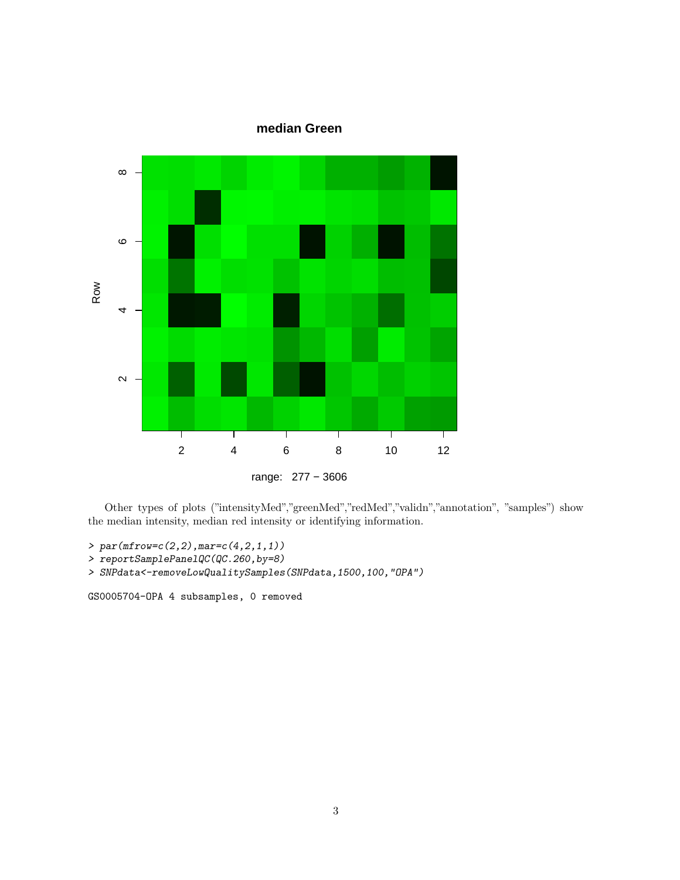Other types of plots ("intensityMed","greenMed","redMed","validn","annotation", "samples") show the median intensity, median red intensity or identifying information.

```
> par(mfrow=c(2,2),mar=c(4,2,1,1))
> reportSamplePanelQC(QC.260,by=8)
> SNPdata<-removeLowQualitySamples(SNPdata,1500,100,"OPA")

GS0005704-OPA 4 subsamples, 0 removed
```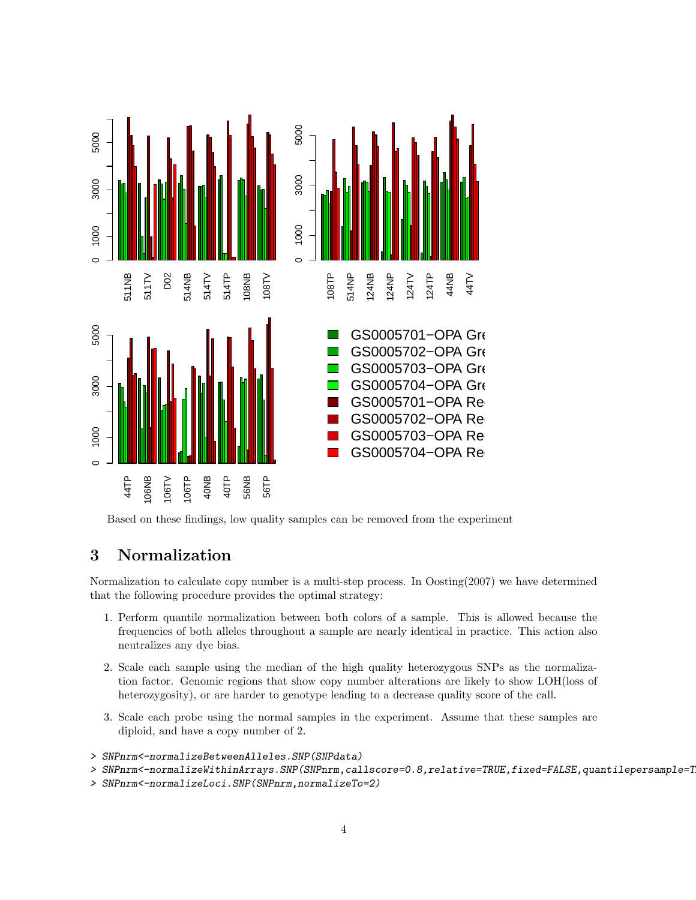Based on these findings, low quality samples can be removed from the experiment

## 3 Normalization

Normalization to calculate copy number is a multi-step process. In Oosting(2007) we have determined that the following procedure provides the optimal strategy:

1. Perform quantile normalization between both colors of a sample. This is allowed because the frequencies of both alleles throughout a sample are nearly identical in practice. This action also neutralizes any dye bias.

2. Scale each sample using the median of the high quality heterozygous SNPs as the normalization factor. Genomic regions that show copy number alterations are likely to show LOH(loss of heterozygosity), or are harder to genotype leading to a decrease quality score of the call.

3. Scale each probe using the normal samples in the experiment. Assume that these samples are diploid, and have a copy number of 2.

```
> SNPnrm<-normalizeBetweenAlleles.SNP(SNPdata)
> SNPnrm<-normalizeWithinArrays.SNP(SNPnrm,callscore=0.8,relative=TRUE,fixed=FALSE,quantilepersample=T
> SNPnrm<-normalizeLoci.SNP(SNPnrm,normalizeTo=2)
```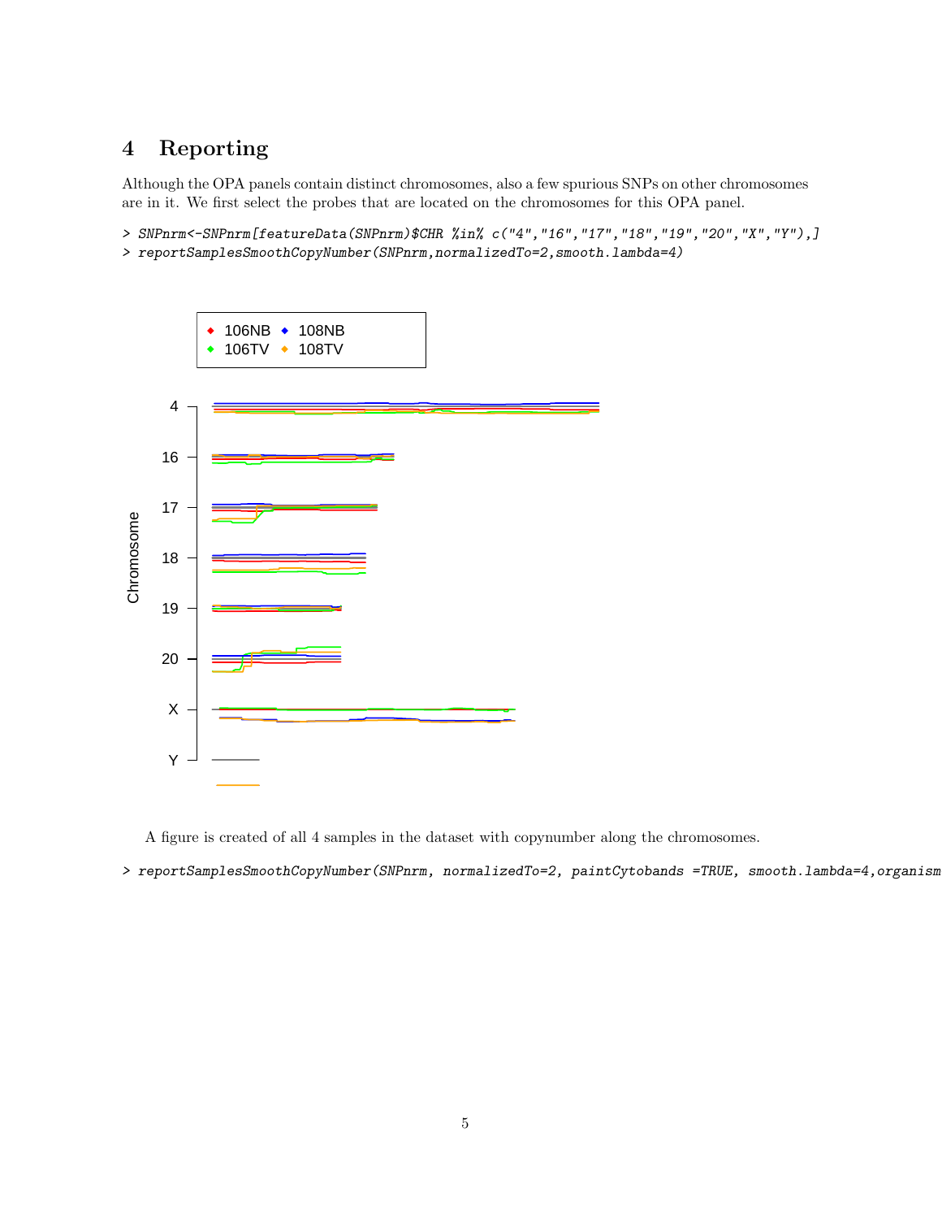# 4 Reporting

Although the OPA panels contain distinct chromosomes, also a few spurious SNPs on other chromosomes are in it. We first select the probes that are located on the chromosomes for this OPA panel.

```
> SNPnrm<-SNPnrm[featureData(SNPnrm)$CHR %in% c("4","16","17","18","19","20","X","Y"),]
> reportSamplesSmoothCopyNumber(SNPnrm,normalizedTo=2,smooth.lambda=4)
```

A figure is created of all 4 samples in the dataset with copynumber along the chromosomes.

```
> reportSamplesSmoothCopyNumber(SNPnrm, normalizedTo=2, paintCytobands =TRUE, smooth.lambda=4,organism
```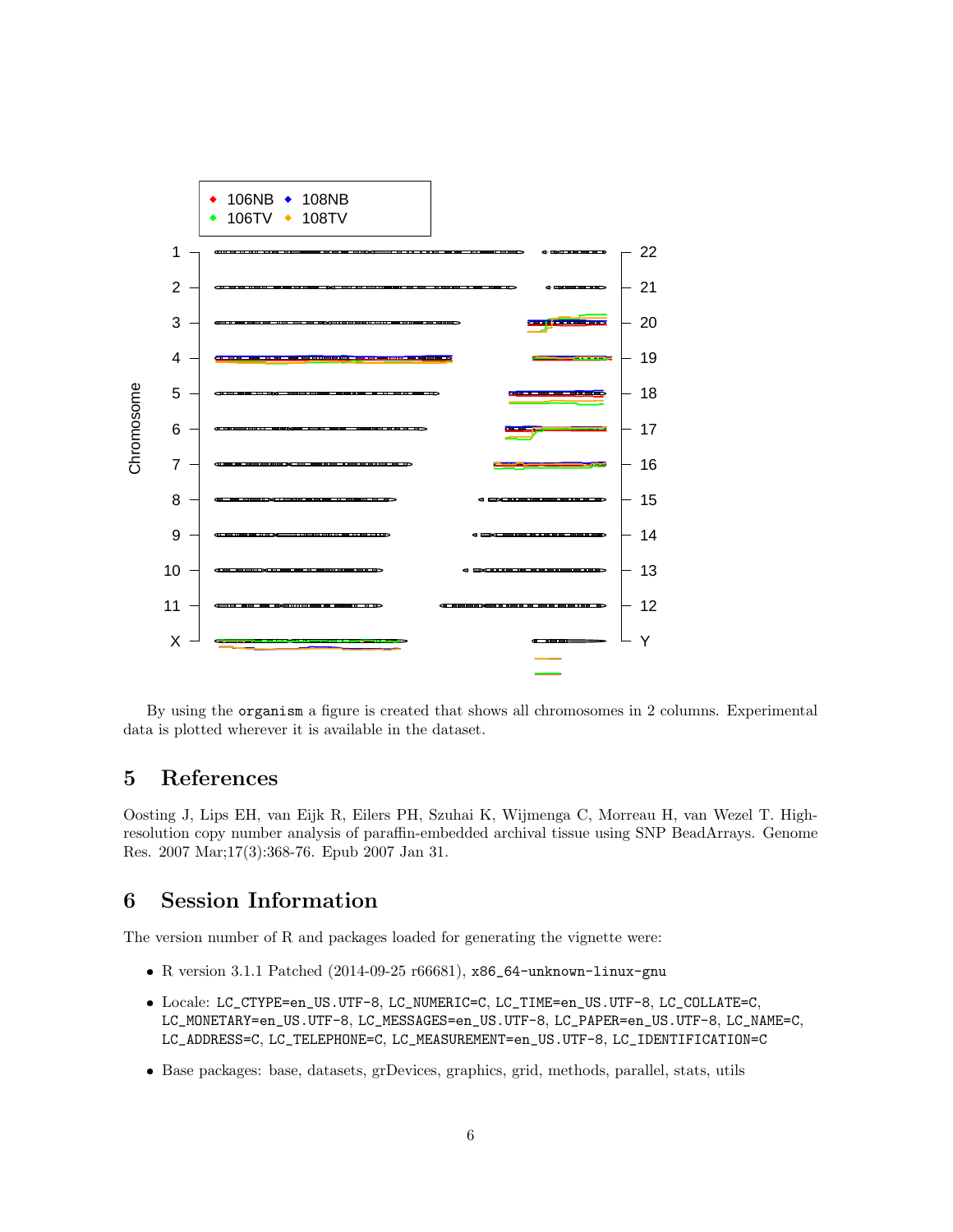By using the `organism` a figure is created that shows all chromosomes in 2 columns. Experimental data is plotted wherever it is available in the dataset.

## 5 References

Oosting J, Lips EH, van Eijk R, Eilers PH, Szuhai K, Wijmenga C, Morreau H, van Wezel T. High-resolution copy number analysis of paraffin-embedded archival tissue using SNP BeadArrays. Genome Res. 2007 Mar;17(3):368-76. Epub 2007 Jan 31.

## 6 Session Information

The version number of R and packages loaded for generating the vignette were:

- R version 3.1.1 Patched (2014-09-25 r66681), `x86_64-unknown-linux-gnu`
- Locale: `LC_CTYPE=en_US.UTF-8`, `LC_NUMERIC=C`, `LC_TIME=en_US.UTF-8`, `LC_COLLATE=C`, `LC_MONETARY=en_US.UTF-8`, `LC_MESSAGES=en_US.UTF-8`, `LC_PAPER=en_US.UTF-8`, `LC_NAME=C`, `LC_ADDRESS=C`, `LC_TELEPHONE=C`, `LC_MEASUREMENT=en_US.UTF-8`, `LC_IDENTIFICATION=C`
- Base packages: base, datasets, grDevices, graphics, grid, methods, parallel, stats, utils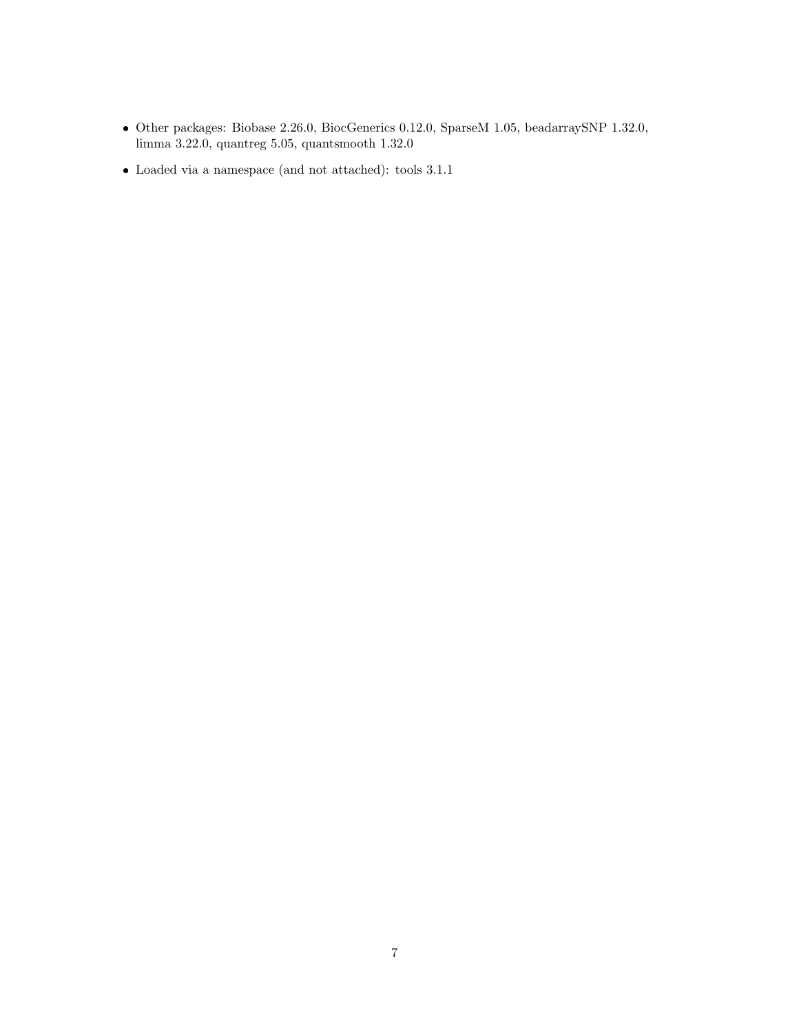- Other packages: Biobase 2.26.0, BiocGenerics 0.12.0, SparseM 1.05, beadarraySNP 1.32.0, limma 3.22.0, quantreg 5.05, quantsmooth 1.32.0
- Loaded via a namespace (and not attached): tools 3.1.1